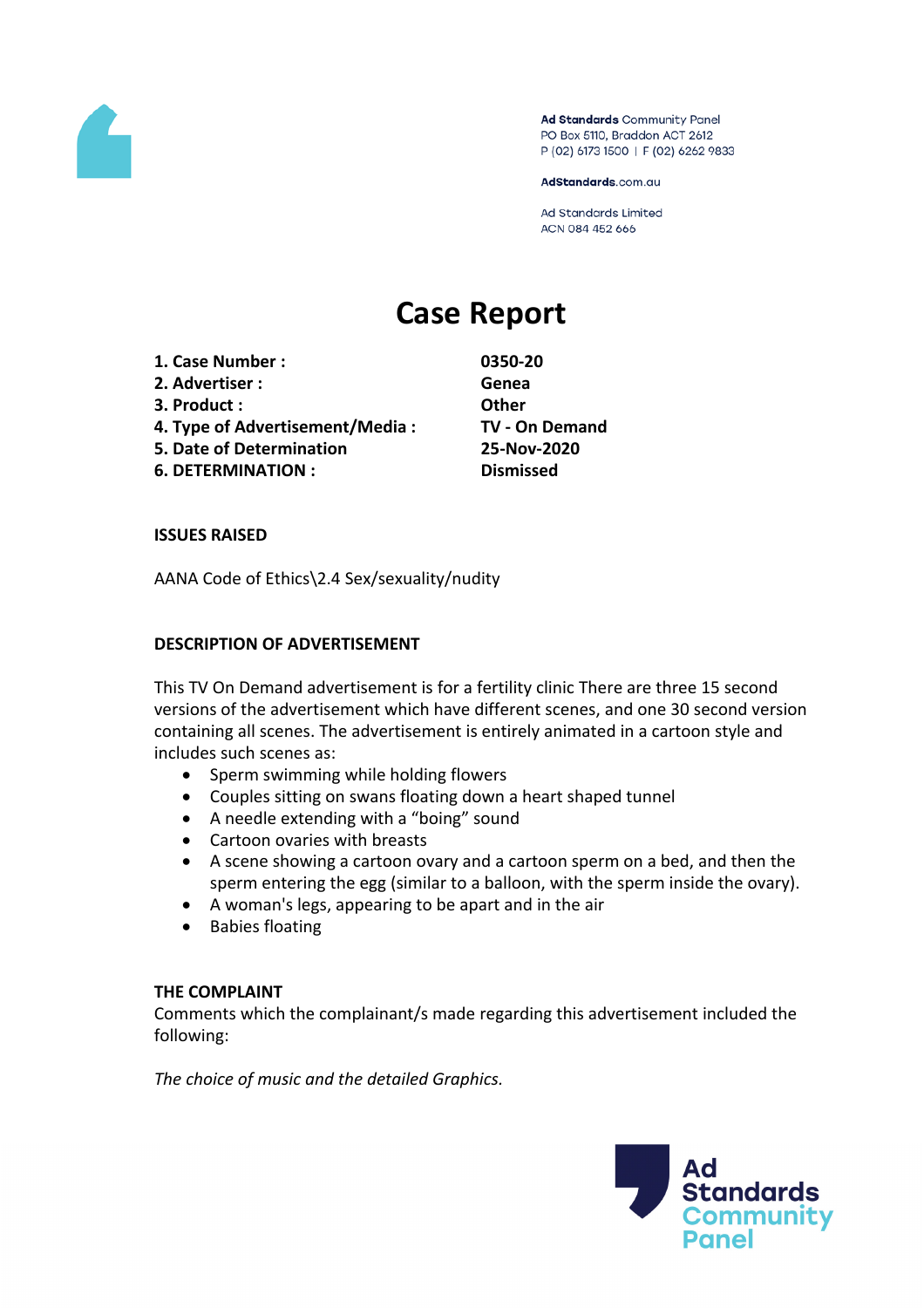Ad Standards Community Panel
PO Box 5110, Braddon ACT 2612
P (02) 6173 1500 | F (02) 6262 9833

AdStandards.com.au

Ad Standards Limited
ACN 084 452 666

# Case Report

| | |
|---|---|
| **1. Case Number :** | **0350-20** |
| **2. Advertiser :** | **Genea** |
| **3. Product :** | **Other** |
| **4. Type of Advertisement/Media :** | **TV - On Demand** |
| **5. Date of Determination** | **25-Nov-2020** |
| **6. DETERMINATION :** | **Dismissed** |

**ISSUES RAISED**

AANA Code of Ethics\2.4 Sex/sexuality/nudity

**DESCRIPTION OF ADVERTISEMENT**

This TV On Demand advertisement is for a fertility clinic There are three 15 second versions of the advertisement which have different scenes, and one 30 second version containing all scenes. The advertisement is entirely animated in a cartoon style and includes such scenes as:

- Sperm swimming while holding flowers
- Couples sitting on swans floating down a heart shaped tunnel
- A needle extending with a "boing" sound
- Cartoon ovaries with breasts
- A scene showing a cartoon ovary and a cartoon sperm on a bed, and then the sperm entering the egg (similar to a balloon, with the sperm inside the ovary).
- A woman's legs, appearing to be apart and in the air
- Babies floating

**THE COMPLAINT**

Comments which the complainant/s made regarding this advertisement included the following:

*The choice of music and the detailed Graphics.*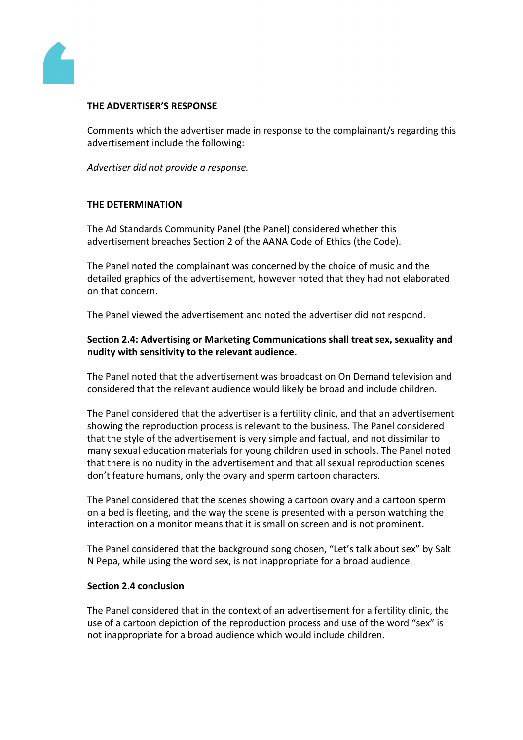**THE ADVERTISER'S RESPONSE**

Comments which the advertiser made in response to the complainant/s regarding this advertisement include the following:

*Advertiser did not provide a response.*

**THE DETERMINATION**

The Ad Standards Community Panel (the Panel) considered whether this advertisement breaches Section 2 of the AANA Code of Ethics (the Code).

The Panel noted the complainant was concerned by the choice of music and the detailed graphics of the advertisement, however noted that they had not elaborated on that concern.

The Panel viewed the advertisement and noted the advertiser did not respond.

**Section 2.4: Advertising or Marketing Communications shall treat sex, sexuality and nudity with sensitivity to the relevant audience.**

The Panel noted that the advertisement was broadcast on On Demand television and considered that the relevant audience would likely be broad and include children.

The Panel considered that the advertiser is a fertility clinic, and that an advertisement showing the reproduction process is relevant to the business. The Panel considered that the style of the advertisement is very simple and factual, and not dissimilar to many sexual education materials for young children used in schools. The Panel noted that there is no nudity in the advertisement and that all sexual reproduction scenes don't feature humans, only the ovary and sperm cartoon characters.

The Panel considered that the scenes showing a cartoon ovary and a cartoon sperm on a bed is fleeting, and the way the scene is presented with a person watching the interaction on a monitor means that it is small on screen and is not prominent.

The Panel considered that the background song chosen, "Let's talk about sex" by Salt N Pepa, while using the word sex, is not inappropriate for a broad audience.

**Section 2.4 conclusion**

The Panel considered that in the context of an advertisement for a fertility clinic, the use of a cartoon depiction of the reproduction process and use of the word "sex" is not inappropriate for a broad audience which would include children.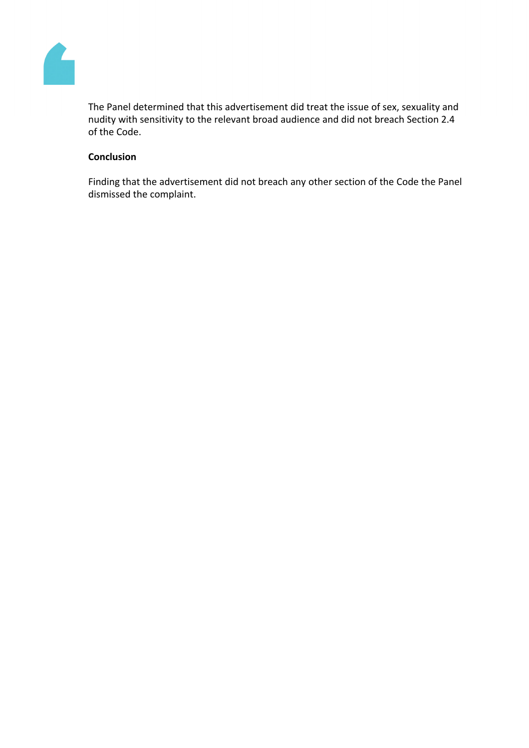The Panel determined that this advertisement did treat the issue of sex, sexuality and nudity with sensitivity to the relevant broad audience and did not breach Section 2.4 of the Code.

**Conclusion**

Finding that the advertisement did not breach any other section of the Code the Panel dismissed the complaint.